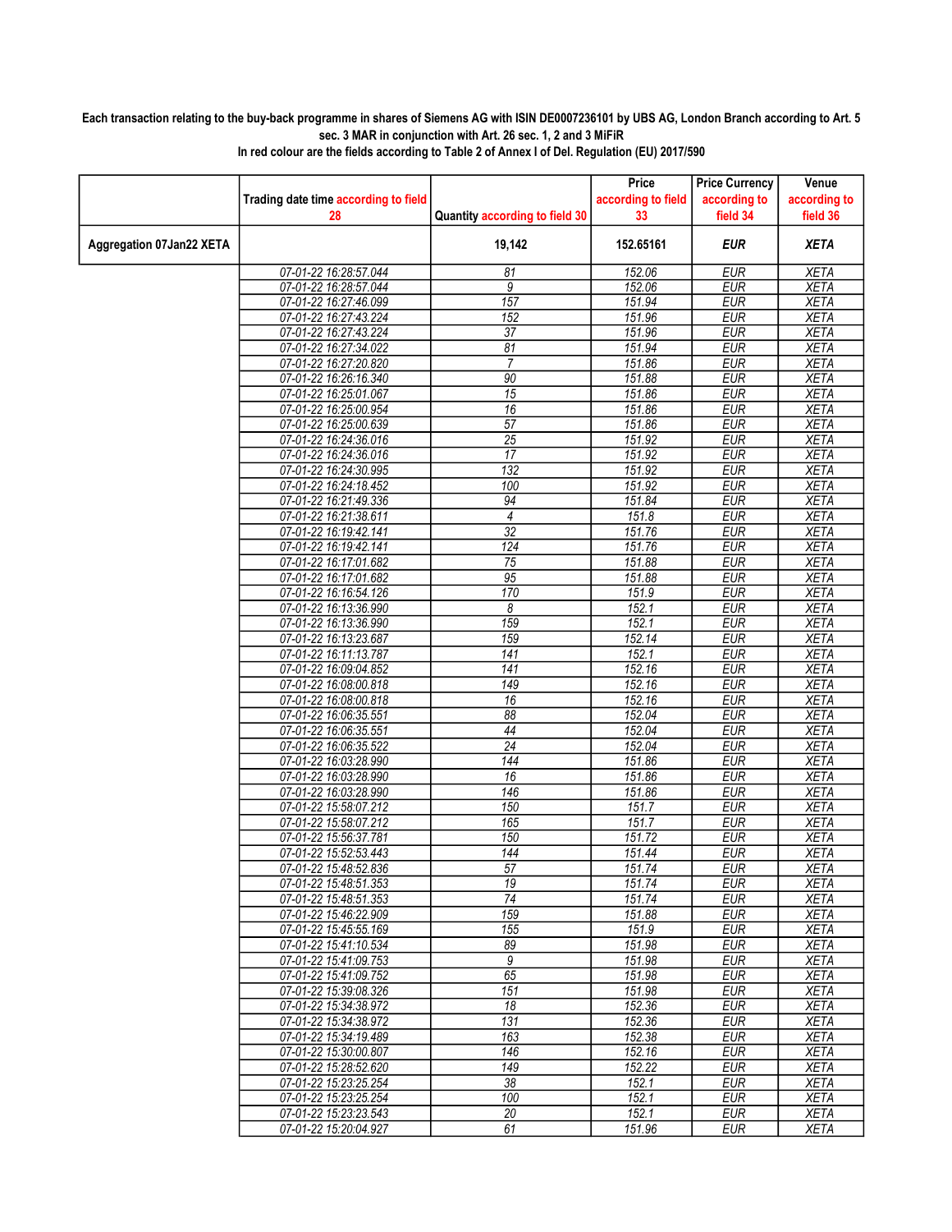**Each transaction relating to the buy-back programme in shares of Siemens AG with ISIN DE0007236101 by UBS AG, London Branch according to Art. 5 sec. 3 MAR in conjunction with Art. 26 sec. 1, 2 and 3 MiFiR**

**In red colour are the fields according to Table 2 of Annex I of Del. Regulation (EU) 2017/590**

| | Trading date time according to field 28 | Quantity according to field 30 | Price according to field 33 | Price Currency according to field 34 | Venue according to field 36 |
|---|---|---|---|---|---|
| **Aggregation 07Jan22 XETA** | | **19,142** | **152.65161** | ***EUR*** | ***XETA*** |
| | 07-01-22 16:28:57.044 | 81 | 152.06 | EUR | XETA |
| | 07-01-22 16:28:57.044 | 9 | 152.06 | EUR | XETA |
| | 07-01-22 16:27:46.099 | 157 | 151.94 | EUR | XETA |
| | 07-01-22 16:27:43.224 | 152 | 151.96 | EUR | XETA |
| | 07-01-22 16:27:43.224 | 37 | 151.96 | EUR | XETA |
| | 07-01-22 16:27:34.022 | 81 | 151.94 | EUR | XETA |
| | 07-01-22 16:27:20.820 | 7 | 151.86 | EUR | XETA |
| | 07-01-22 16:26:16.340 | 90 | 151.88 | EUR | XETA |
| | 07-01-22 16:25:01.067 | 15 | 151.86 | EUR | XETA |
| | 07-01-22 16:25:00.954 | 16 | 151.86 | EUR | XETA |
| | 07-01-22 16:25:00.639 | 57 | 151.86 | EUR | XETA |
| | 07-01-22 16:24:36.016 | 25 | 151.92 | EUR | XETA |
| | 07-01-22 16:24:36.016 | 17 | 151.92 | EUR | XETA |
| | 07-01-22 16:24:30.995 | 132 | 151.92 | EUR | XETA |
| | 07-01-22 16:24:18.452 | 100 | 151.92 | EUR | XETA |
| | 07-01-22 16:21:49.336 | 94 | 151.84 | EUR | XETA |
| | 07-01-22 16:21:38.611 | 4 | 151.8 | EUR | XETA |
| | 07-01-22 16:19:42.141 | 32 | 151.76 | EUR | XETA |
| | 07-01-22 16:19:42.141 | 124 | 151.76 | EUR | XETA |
| | 07-01-22 16:17:01.682 | 75 | 151.88 | EUR | XETA |
| | 07-01-22 16:17:01.682 | 95 | 151.88 | EUR | XETA |
| | 07-01-22 16:16:54.126 | 170 | 151.9 | EUR | XETA |
| | 07-01-22 16:13:36.990 | 8 | 152.1 | EUR | XETA |
| | 07-01-22 16:13:36.990 | 159 | 152.1 | EUR | XETA |
| | 07-01-22 16:13:23.687 | 159 | 152.14 | EUR | XETA |
| | 07-01-22 16:11:13.787 | 141 | 152.1 | EUR | XETA |
| | 07-01-22 16:09:04.852 | 141 | 152.16 | EUR | XETA |
| | 07-01-22 16:08:00.818 | 149 | 152.16 | EUR | XETA |
| | 07-01-22 16:08:00.818 | 16 | 152.16 | EUR | XETA |
| | 07-01-22 16:06:35.551 | 88 | 152.04 | EUR | XETA |
| | 07-01-22 16:06:35.551 | 44 | 152.04 | EUR | XETA |
| | 07-01-22 16:06:35.522 | 24 | 152.04 | EUR | XETA |
| | 07-01-22 16:03:28.990 | 144 | 151.86 | EUR | XETA |
| | 07-01-22 16:03:28.990 | 16 | 151.86 | EUR | XETA |
| | 07-01-22 16:03:28.990 | 146 | 151.86 | EUR | XETA |
| | 07-01-22 15:58:07.212 | 150 | 151.7 | EUR | XETA |
| | 07-01-22 15:58:07.212 | 165 | 151.7 | EUR | XETA |
| | 07-01-22 15:56:37.781 | 150 | 151.72 | EUR | XETA |
| | 07-01-22 15:52:53.443 | 144 | 151.44 | EUR | XETA |
| | 07-01-22 15:48:52.836 | 57 | 151.74 | EUR | XETA |
| | 07-01-22 15:48:51.353 | 19 | 151.74 | EUR | XETA |
| | 07-01-22 15:48:51.353 | 74 | 151.74 | EUR | XETA |
| | 07-01-22 15:46:22.909 | 159 | 151.88 | EUR | XETA |
| | 07-01-22 15:45:55.169 | 155 | 151.9 | EUR | XETA |
| | 07-01-22 15:41:10.534 | 89 | 151.98 | EUR | XETA |
| | 07-01-22 15:41:09.753 | 9 | 151.98 | EUR | XETA |
| | 07-01-22 15:41:09.752 | 65 | 151.98 | EUR | XETA |
| | 07-01-22 15:39:08.326 | 151 | 151.98 | EUR | XETA |
| | 07-01-22 15:34:38.972 | 18 | 152.36 | EUR | XETA |
| | 07-01-22 15:34:38.972 | 131 | 152.36 | EUR | XETA |
| | 07-01-22 15:34:19.489 | 163 | 152.38 | EUR | XETA |
| | 07-01-22 15:30:00.807 | 146 | 152.16 | EUR | XETA |
| | 07-01-22 15:28:52.620 | 149 | 152.22 | EUR | XETA |
| | 07-01-22 15:23:25.254 | 38 | 152.1 | EUR | XETA |
| | 07-01-22 15:23:25.254 | 100 | 152.1 | EUR | XETA |
| | 07-01-22 15:23:23.543 | 20 | 152.1 | EUR | XETA |
| | 07-01-22 15:20:04.927 | 61 | 151.96 | EUR | XETA |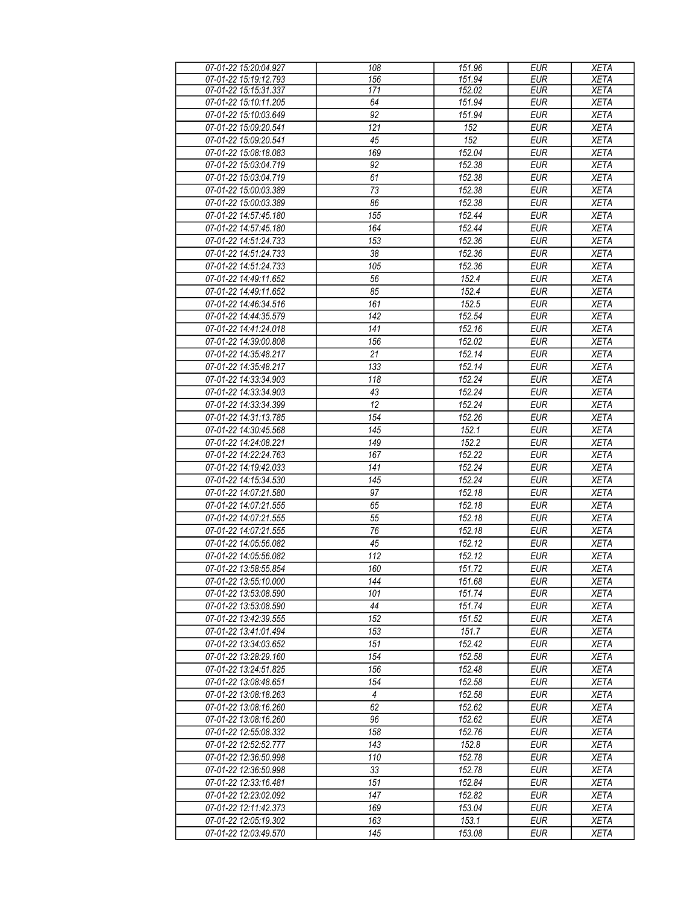| 07-01-22 15:20:04.927 | 108 | 151.96 | EUR | XETA |
|---|---|---|---|---|
| 07-01-22 15:19:12.793 | 156 | 151.94 | EUR | XETA |
| 07-01-22 15:15:31.337 | 171 | 152.02 | EUR | XETA |
| 07-01-22 15:10:11.205 | 64 | 151.94 | EUR | XETA |
| 07-01-22 15:10:03.649 | 92 | 151.94 | EUR | XETA |
| 07-01-22 15:09:20.541 | 121 | 152 | EUR | XETA |
| 07-01-22 15:09:20.541 | 45 | 152 | EUR | XETA |
| 07-01-22 15:08:18.083 | 169 | 152.04 | EUR | XETA |
| 07-01-22 15:03:04.719 | 92 | 152.38 | EUR | XETA |
| 07-01-22 15:03:04.719 | 61 | 152.38 | EUR | XETA |
| 07-01-22 15:00:03.389 | 73 | 152.38 | EUR | XETA |
| 07-01-22 15:00:03.389 | 86 | 152.38 | EUR | XETA |
| 07-01-22 14:57:45.180 | 155 | 152.44 | EUR | XETA |
| 07-01-22 14:57:45.180 | 164 | 152.44 | EUR | XETA |
| 07-01-22 14:51:24.733 | 153 | 152.36 | EUR | XETA |
| 07-01-22 14:51:24.733 | 38 | 152.36 | EUR | XETA |
| 07-01-22 14:51:24.733 | 105 | 152.36 | EUR | XETA |
| 07-01-22 14:49:11.652 | 56 | 152.4 | EUR | XETA |
| 07-01-22 14:49:11.652 | 85 | 152.4 | EUR | XETA |
| 07-01-22 14:46:34.516 | 161 | 152.5 | EUR | XETA |
| 07-01-22 14:44:35.579 | 142 | 152.54 | EUR | XETA |
| 07-01-22 14:41:24.018 | 141 | 152.16 | EUR | XETA |
| 07-01-22 14:39:00.808 | 156 | 152.02 | EUR | XETA |
| 07-01-22 14:35:48.217 | 21 | 152.14 | EUR | XETA |
| 07-01-22 14:35:48.217 | 133 | 152.14 | EUR | XETA |
| 07-01-22 14:33:34.903 | 118 | 152.24 | EUR | XETA |
| 07-01-22 14:33:34.903 | 43 | 152.24 | EUR | XETA |
| 07-01-22 14:33:34.399 | 12 | 152.24 | EUR | XETA |
| 07-01-22 14:31:13.785 | 154 | 152.26 | EUR | XETA |
| 07-01-22 14:30:45.568 | 145 | 152.1 | EUR | XETA |
| 07-01-22 14:24:08.221 | 149 | 152.2 | EUR | XETA |
| 07-01-22 14:22:24.763 | 167 | 152.22 | EUR | XETA |
| 07-01-22 14:19:42.033 | 141 | 152.24 | EUR | XETA |
| 07-01-22 14:15:34.530 | 145 | 152.24 | EUR | XETA |
| 07-01-22 14:07:21.580 | 97 | 152.18 | EUR | XETA |
| 07-01-22 14:07:21.555 | 65 | 152.18 | EUR | XETA |
| 07-01-22 14:07:21.555 | 55 | 152.18 | EUR | XETA |
| 07-01-22 14:07:21.555 | 76 | 152.18 | EUR | XETA |
| 07-01-22 14:05:56.082 | 45 | 152.12 | EUR | XETA |
| 07-01-22 14:05:56.082 | 112 | 152.12 | EUR | XETA |
| 07-01-22 13:58:55.854 | 160 | 151.72 | EUR | XETA |
| 07-01-22 13:55:10.000 | 144 | 151.68 | EUR | XETA |
| 07-01-22 13:53:08.590 | 101 | 151.74 | EUR | XETA |
| 07-01-22 13:53:08.590 | 44 | 151.74 | EUR | XETA |
| 07-01-22 13:42:39.555 | 152 | 151.52 | EUR | XETA |
| 07-01-22 13:41:01.494 | 153 | 151.7 | EUR | XETA |
| 07-01-22 13:34:03.652 | 151 | 152.42 | EUR | XETA |
| 07-01-22 13:28:29.160 | 154 | 152.58 | EUR | XETA |
| 07-01-22 13:24:51.825 | 156 | 152.48 | EUR | XETA |
| 07-01-22 13:08:48.651 | 154 | 152.58 | EUR | XETA |
| 07-01-22 13:08:18.263 | 4 | 152.58 | EUR | XETA |
| 07-01-22 13:08:16.260 | 62 | 152.62 | EUR | XETA |
| 07-01-22 13:08:16.260 | 96 | 152.62 | EUR | XETA |
| 07-01-22 12:55:08.332 | 158 | 152.76 | EUR | XETA |
| 07-01-22 12:52:52.777 | 143 | 152.8 | EUR | XETA |
| 07-01-22 12:36:50.998 | 110 | 152.78 | EUR | XETA |
| 07-01-22 12:36:50.998 | 33 | 152.78 | EUR | XETA |
| 07-01-22 12:33:16.481 | 151 | 152.84 | EUR | XETA |
| 07-01-22 12:23:02.092 | 147 | 152.82 | EUR | XETA |
| 07-01-22 12:11:42.373 | 169 | 153.04 | EUR | XETA |
| 07-01-22 12:05:19.302 | 163 | 153.1 | EUR | XETA |
| 07-01-22 12:03:49.570 | 145 | 153.08 | EUR | XETA |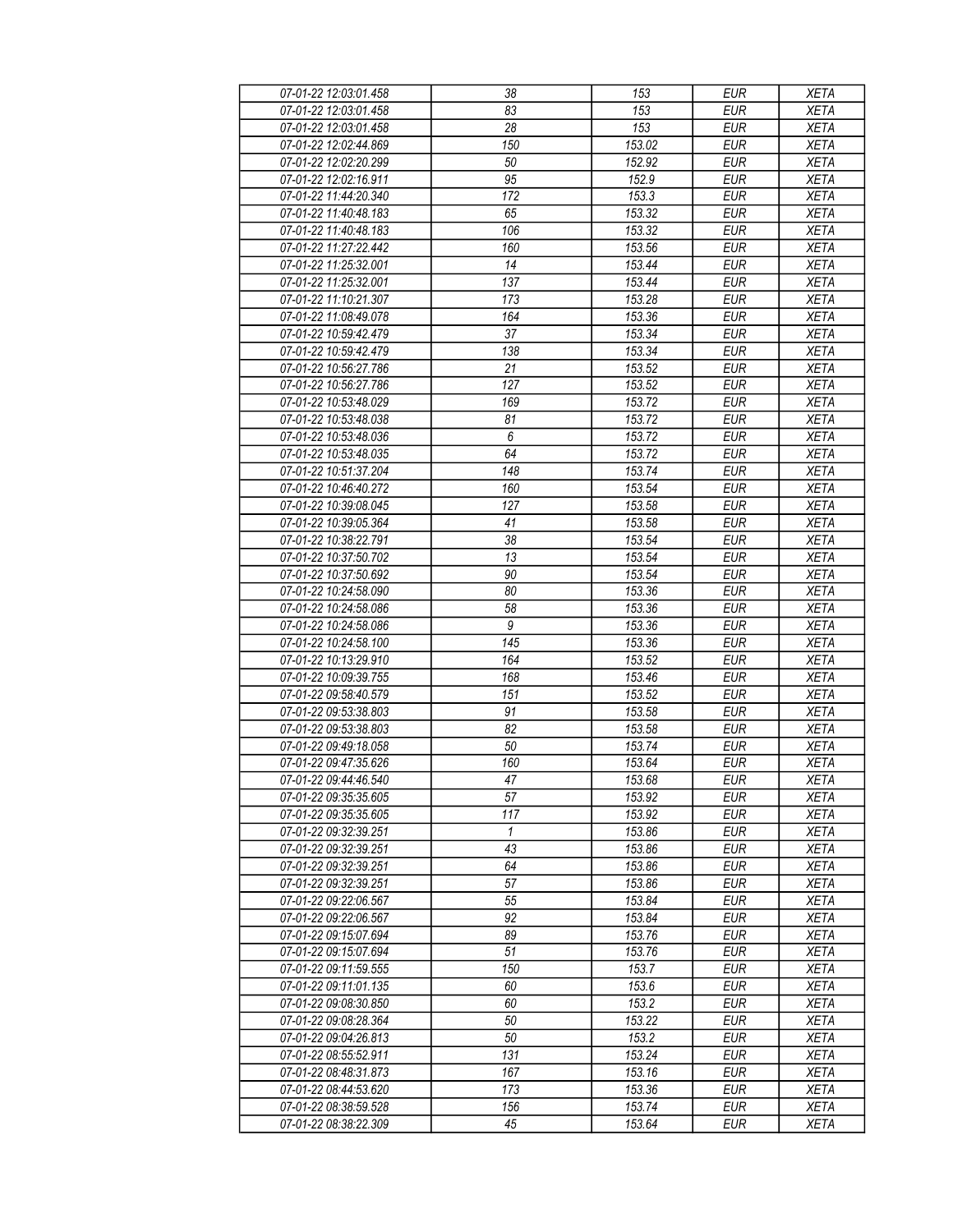| 07-01-22 12:03:01.458 | 38 | 153 | EUR | XETA |
|---|---|---|---|---|
| 07-01-22 12:03:01.458 | 83 | 153 | EUR | XETA |
| 07-01-22 12:03:01.458 | 28 | 153 | EUR | XETA |
| 07-01-22 12:02:44.869 | 150 | 153.02 | EUR | XETA |
| 07-01-22 12:02:20.299 | 50 | 152.92 | EUR | XETA |
| 07-01-22 12:02:16.911 | 95 | 152.9 | EUR | XETA |
| 07-01-22 11:44:20.340 | 172 | 153.3 | EUR | XETA |
| 07-01-22 11:40:48.183 | 65 | 153.32 | EUR | XETA |
| 07-01-22 11:40:48.183 | 106 | 153.32 | EUR | XETA |
| 07-01-22 11:27:22.442 | 160 | 153.56 | EUR | XETA |
| 07-01-22 11:25:32.001 | 14 | 153.44 | EUR | XETA |
| 07-01-22 11:25:32.001 | 137 | 153.44 | EUR | XETA |
| 07-01-22 11:10:21.307 | 173 | 153.28 | EUR | XETA |
| 07-01-22 11:08:49.078 | 164 | 153.36 | EUR | XETA |
| 07-01-22 10:59:42.479 | 37 | 153.34 | EUR | XETA |
| 07-01-22 10:59:42.479 | 138 | 153.34 | EUR | XETA |
| 07-01-22 10:56:27.786 | 21 | 153.52 | EUR | XETA |
| 07-01-22 10:56:27.786 | 127 | 153.52 | EUR | XETA |
| 07-01-22 10:53:48.029 | 169 | 153.72 | EUR | XETA |
| 07-01-22 10:53:48.038 | 81 | 153.72 | EUR | XETA |
| 07-01-22 10:53:48.036 | 6 | 153.72 | EUR | XETA |
| 07-01-22 10:53:48.035 | 64 | 153.72 | EUR | XETA |
| 07-01-22 10:51:37.204 | 148 | 153.74 | EUR | XETA |
| 07-01-22 10:46:40.272 | 160 | 153.54 | EUR | XETA |
| 07-01-22 10:39:08.045 | 127 | 153.58 | EUR | XETA |
| 07-01-22 10:39:05.364 | 41 | 153.58 | EUR | XETA |
| 07-01-22 10:38:22.791 | 38 | 153.54 | EUR | XETA |
| 07-01-22 10:37:50.702 | 13 | 153.54 | EUR | XETA |
| 07-01-22 10:37:50.692 | 90 | 153.54 | EUR | XETA |
| 07-01-22 10:24:58.090 | 80 | 153.36 | EUR | XETA |
| 07-01-22 10:24:58.086 | 58 | 153.36 | EUR | XETA |
| 07-01-22 10:24:58.086 | 9 | 153.36 | EUR | XETA |
| 07-01-22 10:24:58.100 | 145 | 153.36 | EUR | XETA |
| 07-01-22 10:13:29.910 | 164 | 153.52 | EUR | XETA |
| 07-01-22 10:09:39.755 | 168 | 153.46 | EUR | XETA |
| 07-01-22 09:58:40.579 | 151 | 153.52 | EUR | XETA |
| 07-01-22 09:53:38.803 | 91 | 153.58 | EUR | XETA |
| 07-01-22 09:53:38.803 | 82 | 153.58 | EUR | XETA |
| 07-01-22 09:49:18.058 | 50 | 153.74 | EUR | XETA |
| 07-01-22 09:47:35.626 | 160 | 153.64 | EUR | XETA |
| 07-01-22 09:44:46.540 | 47 | 153.68 | EUR | XETA |
| 07-01-22 09:35:35.605 | 57 | 153.92 | EUR | XETA |
| 07-01-22 09:35:35.605 | 117 | 153.92 | EUR | XETA |
| 07-01-22 09:32:39.251 | 1 | 153.86 | EUR | XETA |
| 07-01-22 09:32:39.251 | 43 | 153.86 | EUR | XETA |
| 07-01-22 09:32:39.251 | 64 | 153.86 | EUR | XETA |
| 07-01-22 09:32:39.251 | 57 | 153.86 | EUR | XETA |
| 07-01-22 09:22:06.567 | 55 | 153.84 | EUR | XETA |
| 07-01-22 09:22:06.567 | 92 | 153.84 | EUR | XETA |
| 07-01-22 09:15:07.694 | 89 | 153.76 | EUR | XETA |
| 07-01-22 09:15:07.694 | 51 | 153.76 | EUR | XETA |
| 07-01-22 09:11:59.555 | 150 | 153.7 | EUR | XETA |
| 07-01-22 09:11:01.135 | 60 | 153.6 | EUR | XETA |
| 07-01-22 09:08:30.850 | 60 | 153.2 | EUR | XETA |
| 07-01-22 09:08:28.364 | 50 | 153.22 | EUR | XETA |
| 07-01-22 09:04:26.813 | 50 | 153.2 | EUR | XETA |
| 07-01-22 08:55:52.911 | 131 | 153.24 | EUR | XETA |
| 07-01-22 08:48:31.873 | 167 | 153.16 | EUR | XETA |
| 07-01-22 08:44:53.620 | 173 | 153.36 | EUR | XETA |
| 07-01-22 08:38:59.528 | 156 | 153.74 | EUR | XETA |
| 07-01-22 08:38:22.309 | 45 | 153.64 | EUR | XETA |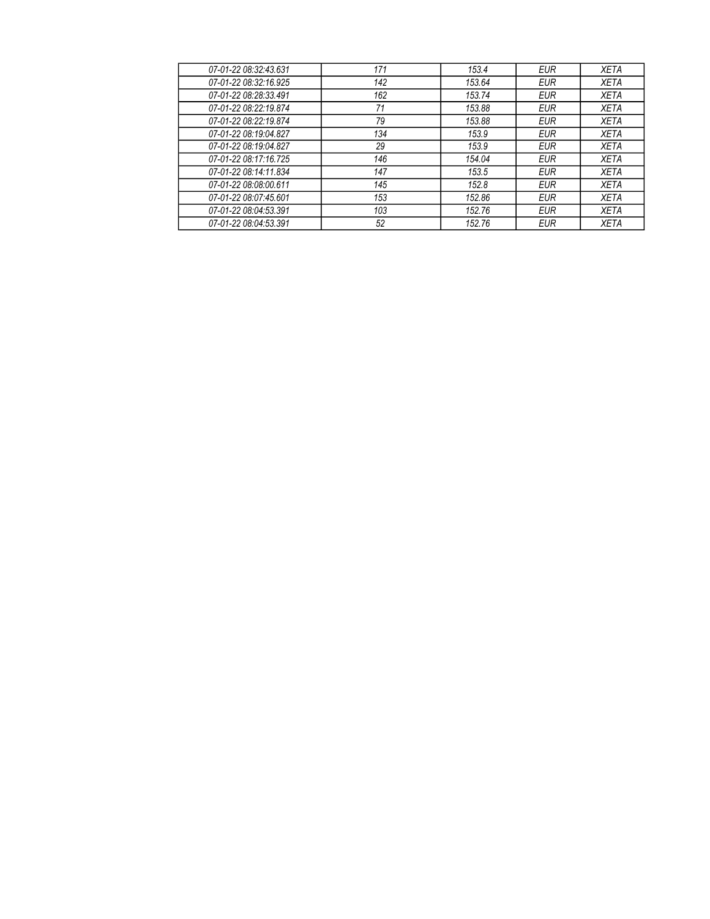| 07-01-22 08:32:43.631 | 171 | 153.4 | EUR | XETA |
|---|---|---|---|---|
| 07-01-22 08:32:16.925 | 142 | 153.64 | EUR | XETA |
| 07-01-22 08:28:33.491 | 162 | 153.74 | EUR | XETA |
| 07-01-22 08:22:19.874 | 71 | 153.88 | EUR | XETA |
| 07-01-22 08:22:19.874 | 79 | 153.88 | EUR | XETA |
| 07-01-22 08:19:04.827 | 134 | 153.9 | EUR | XETA |
| 07-01-22 08:19:04.827 | 29 | 153.9 | EUR | XETA |
| 07-01-22 08:17:16.725 | 146 | 154.04 | EUR | XETA |
| 07-01-22 08:14:11.834 | 147 | 153.5 | EUR | XETA |
| 07-01-22 08:08:00.611 | 145 | 152.8 | EUR | XETA |
| 07-01-22 08:07:45.601 | 153 | 152.86 | EUR | XETA |
| 07-01-22 08:04:53.391 | 103 | 152.76 | EUR | XETA |
| 07-01-22 08:04:53.391 | 52 | 152.76 | EUR | XETA |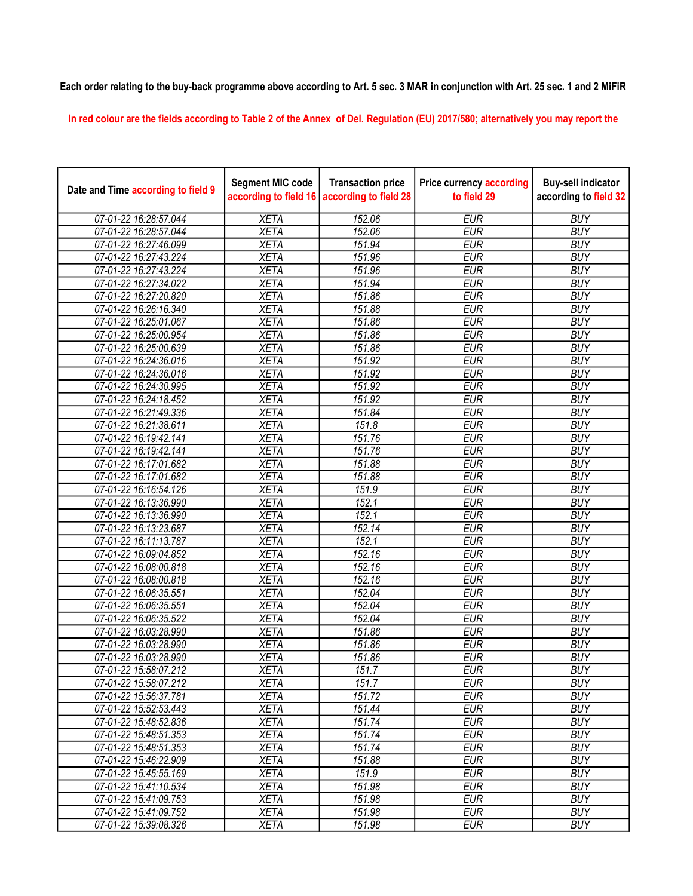**Each order relating to the buy-back programme above according to Art. 5 sec. 3 MAR in conjunction with Art. 25 sec. 1 and 2 MiFiR**

In red colour are the fields according to Table 2 of the Annex of Del. Regulation (EU) 2017/580; alternatively you may report the

| Date and Time according to field 9 | Segment MIC code according to field 16 | Transaction price according to field 28 | Price currency according to field 29 | Buy-sell indicator according to field 32 |
|---|---|---|---|---|
| 07-01-22 16:28:57.044 | XETA | 152.06 | EUR | BUY |
| 07-01-22 16:28:57.044 | XETA | 152.06 | EUR | BUY |
| 07-01-22 16:27:46.099 | XETA | 151.94 | EUR | BUY |
| 07-01-22 16:27:43.224 | XETA | 151.96 | EUR | BUY |
| 07-01-22 16:27:43.224 | XETA | 151.96 | EUR | BUY |
| 07-01-22 16:27:34.022 | XETA | 151.94 | EUR | BUY |
| 07-01-22 16:27:20.820 | XETA | 151.86 | EUR | BUY |
| 07-01-22 16:26:16.340 | XETA | 151.88 | EUR | BUY |
| 07-01-22 16:25:01.067 | XETA | 151.86 | EUR | BUY |
| 07-01-22 16:25:00.954 | XETA | 151.86 | EUR | BUY |
| 07-01-22 16:25:00.639 | XETA | 151.86 | EUR | BUY |
| 07-01-22 16:24:36.016 | XETA | 151.92 | EUR | BUY |
| 07-01-22 16:24:36.016 | XETA | 151.92 | EUR | BUY |
| 07-01-22 16:24:30.995 | XETA | 151.92 | EUR | BUY |
| 07-01-22 16:24:18.452 | XETA | 151.92 | EUR | BUY |
| 07-01-22 16:21:49.336 | XETA | 151.84 | EUR | BUY |
| 07-01-22 16:21:38.611 | XETA | 151.8 | EUR | BUY |
| 07-01-22 16:19:42.141 | XETA | 151.76 | EUR | BUY |
| 07-01-22 16:19:42.141 | XETA | 151.76 | EUR | BUY |
| 07-01-22 16:17:01.682 | XETA | 151.88 | EUR | BUY |
| 07-01-22 16:17:01.682 | XETA | 151.88 | EUR | BUY |
| 07-01-22 16:16:54.126 | XETA | 151.9 | EUR | BUY |
| 07-01-22 16:13:36.990 | XETA | 152.1 | EUR | BUY |
| 07-01-22 16:13:36.990 | XETA | 152.1 | EUR | BUY |
| 07-01-22 16:13:23.687 | XETA | 152.14 | EUR | BUY |
| 07-01-22 16:11:13.787 | XETA | 152.1 | EUR | BUY |
| 07-01-22 16:09:04.852 | XETA | 152.16 | EUR | BUY |
| 07-01-22 16:08:00.818 | XETA | 152.16 | EUR | BUY |
| 07-01-22 16:08:00.818 | XETA | 152.16 | EUR | BUY |
| 07-01-22 16:06:35.551 | XETA | 152.04 | EUR | BUY |
| 07-01-22 16:06:35.551 | XETA | 152.04 | EUR | BUY |
| 07-01-22 16:06:35.522 | XETA | 152.04 | EUR | BUY |
| 07-01-22 16:03:28.990 | XETA | 151.86 | EUR | BUY |
| 07-01-22 16:03:28.990 | XETA | 151.86 | EUR | BUY |
| 07-01-22 16:03:28.990 | XETA | 151.86 | EUR | BUY |
| 07-01-22 15:58:07.212 | XETA | 151.7 | EUR | BUY |
| 07-01-22 15:58:07.212 | XETA | 151.7 | EUR | BUY |
| 07-01-22 15:56:37.781 | XETA | 151.72 | EUR | BUY |
| 07-01-22 15:52:53.443 | XETA | 151.44 | EUR | BUY |
| 07-01-22 15:48:52.836 | XETA | 151.74 | EUR | BUY |
| 07-01-22 15:48:51.353 | XETA | 151.74 | EUR | BUY |
| 07-01-22 15:48:51.353 | XETA | 151.74 | EUR | BUY |
| 07-01-22 15:46:22.909 | XETA | 151.88 | EUR | BUY |
| 07-01-22 15:45:55.169 | XETA | 151.9 | EUR | BUY |
| 07-01-22 15:41:10.534 | XETA | 151.98 | EUR | BUY |
| 07-01-22 15:41:09.753 | XETA | 151.98 | EUR | BUY |
| 07-01-22 15:41:09.752 | XETA | 151.98 | EUR | BUY |
| 07-01-22 15:39:08.326 | XETA | 151.98 | EUR | BUY |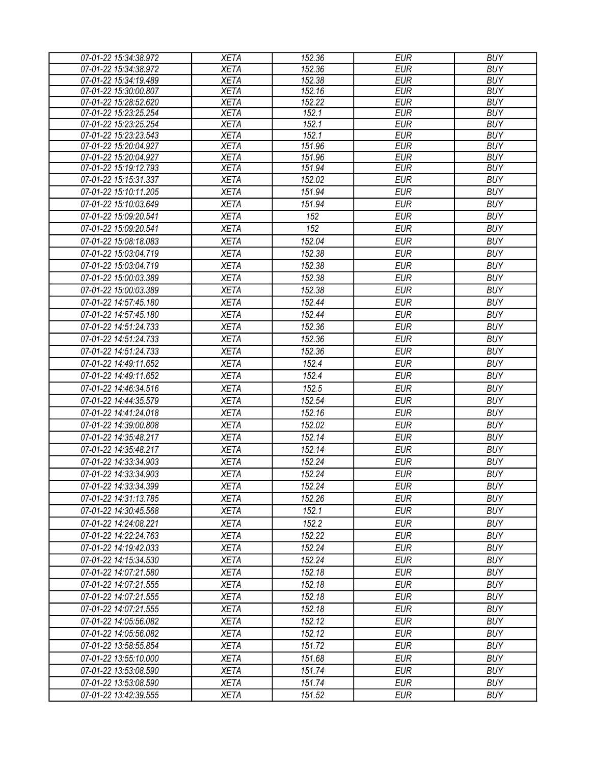| 07-01-22 15:34:38.972 | XETA | 152.36 | EUR | BUY |
|---|---|---|---|---|
| 07-01-22 15:34:38.972 | XETA | 152.36 | EUR | BUY |
| 07-01-22 15:34:19.489 | XETA | 152.38 | EUR | BUY |
| 07-01-22 15:30:00.807 | XETA | 152.16 | EUR | BUY |
| 07-01-22 15:28:52.620 | XETA | 152.22 | EUR | BUY |
| 07-01-22 15:23:25.254 | XETA | 152.1 | EUR | BUY |
| 07-01-22 15:23:25.254 | XETA | 152.1 | EUR | BUY |
| 07-01-22 15:23:23.543 | XETA | 152.1 | EUR | BUY |
| 07-01-22 15:20:04.927 | XETA | 151.96 | EUR | BUY |
| 07-01-22 15:20:04.927 | XETA | 151.96 | EUR | BUY |
| 07-01-22 15:19:12.793 | XETA | 151.94 | EUR | BUY |
| 07-01-22 15:15:31.337 | XETA | 152.02 | EUR | BUY |
| 07-01-22 15:10:11.205 | XETA | 151.94 | EUR | BUY |
| 07-01-22 15:10:03.649 | XETA | 151.94 | EUR | BUY |
| 07-01-22 15:09:20.541 | XETA | 152 | EUR | BUY |
| 07-01-22 15:09:20.541 | XETA | 152 | EUR | BUY |
| 07-01-22 15:08:18.083 | XETA | 152.04 | EUR | BUY |
| 07-01-22 15:03:04.719 | XETA | 152.38 | EUR | BUY |
| 07-01-22 15:03:04.719 | XETA | 152.38 | EUR | BUY |
| 07-01-22 15:00:03.389 | XETA | 152.38 | EUR | BUY |
| 07-01-22 15:00:03.389 | XETA | 152.38 | EUR | BUY |
| 07-01-22 14:57:45.180 | XETA | 152.44 | EUR | BUY |
| 07-01-22 14:57:45.180 | XETA | 152.44 | EUR | BUY |
| 07-01-22 14:51:24.733 | XETA | 152.36 | EUR | BUY |
| 07-01-22 14:51:24.733 | XETA | 152.36 | EUR | BUY |
| 07-01-22 14:51:24.733 | XETA | 152.36 | EUR | BUY |
| 07-01-22 14:49:11.652 | XETA | 152.4 | EUR | BUY |
| 07-01-22 14:49:11.652 | XETA | 152.4 | EUR | BUY |
| 07-01-22 14:46:34.516 | XETA | 152.5 | EUR | BUY |
| 07-01-22 14:44:35.579 | XETA | 152.54 | EUR | BUY |
| 07-01-22 14:41:24.018 | XETA | 152.16 | EUR | BUY |
| 07-01-22 14:39:00.808 | XETA | 152.02 | EUR | BUY |
| 07-01-22 14:35:48.217 | XETA | 152.14 | EUR | BUY |
| 07-01-22 14:35:48.217 | XETA | 152.14 | EUR | BUY |
| 07-01-22 14:33:34.903 | XETA | 152.24 | EUR | BUY |
| 07-01-22 14:33:34.903 | XETA | 152.24 | EUR | BUY |
| 07-01-22 14:33:34.399 | XETA | 152.24 | EUR | BUY |
| 07-01-22 14:31:13.785 | XETA | 152.26 | EUR | BUY |
| 07-01-22 14:30:45.568 | XETA | 152.1 | EUR | BUY |
| 07-01-22 14:24:08.221 | XETA | 152.2 | EUR | BUY |
| 07-01-22 14:22:24.763 | XETA | 152.22 | EUR | BUY |
| 07-01-22 14:19:42.033 | XETA | 152.24 | EUR | BUY |
| 07-01-22 14:15:34.530 | XETA | 152.24 | EUR | BUY |
| 07-01-22 14:07:21.580 | XETA | 152.18 | EUR | BUY |
| 07-01-22 14:07:21.555 | XETA | 152.18 | EUR | BUY |
| 07-01-22 14:07:21.555 | XETA | 152.18 | EUR | BUY |
| 07-01-22 14:07:21.555 | XETA | 152.18 | EUR | BUY |
| 07-01-22 14:05:56.082 | XETA | 152.12 | EUR | BUY |
| 07-01-22 14:05:56.082 | XETA | 152.12 | EUR | BUY |
| 07-01-22 13:58:55.854 | XETA | 151.72 | EUR | BUY |
| 07-01-22 13:55:10.000 | XETA | 151.68 | EUR | BUY |
| 07-01-22 13:53:08.590 | XETA | 151.74 | EUR | BUY |
| 07-01-22 13:53:08.590 | XETA | 151.74 | EUR | BUY |
| 07-01-22 13:42:39.555 | XETA | 151.52 | EUR | BUY |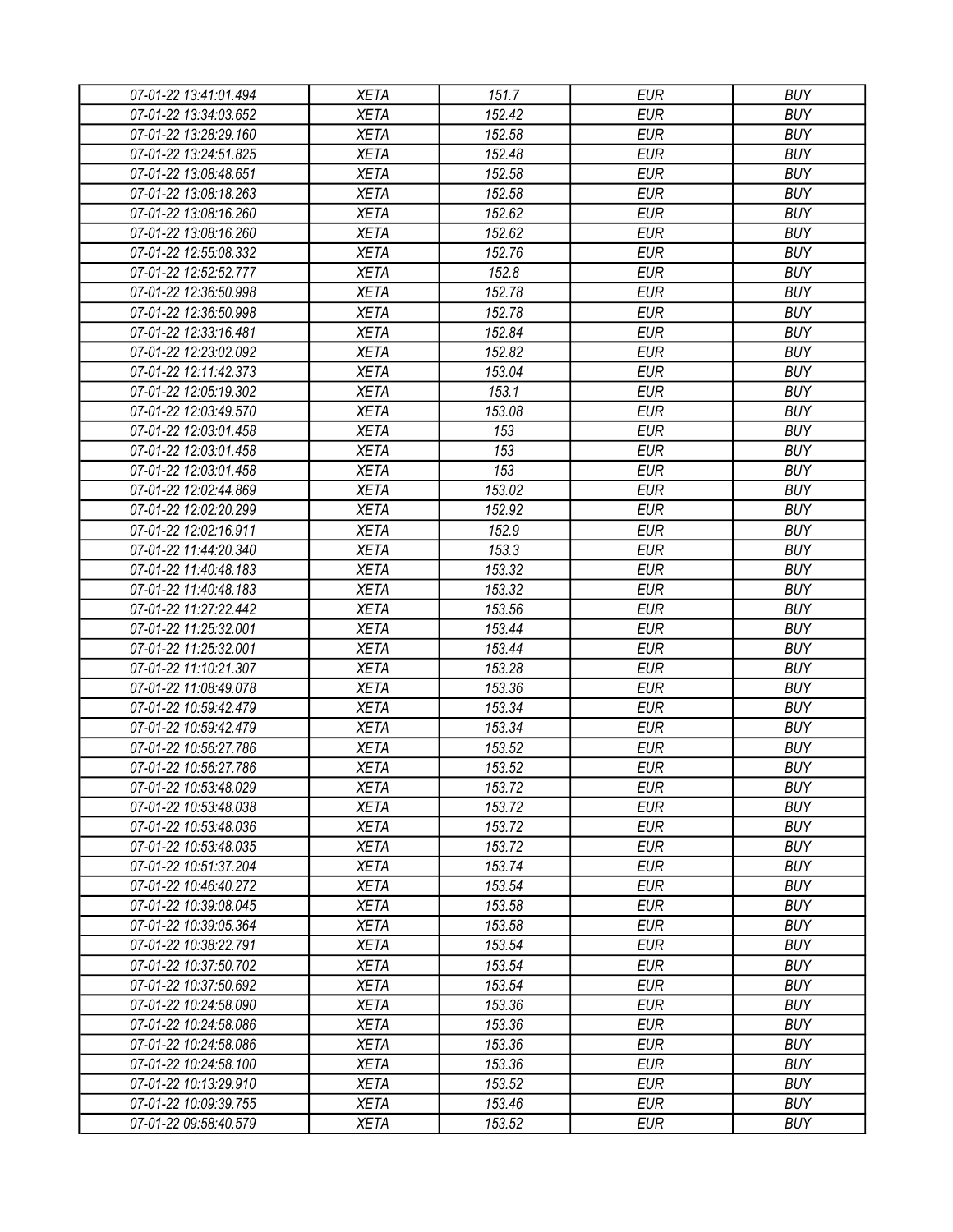| 07-01-22 13:41:01.494 | XETA | 151.7 | EUR | BUY |
|---|---|---|---|---|
| 07-01-22 13:34:03.652 | XETA | 152.42 | EUR | BUY |
| 07-01-22 13:28:29.160 | XETA | 152.58 | EUR | BUY |
| 07-01-22 13:24:51.825 | XETA | 152.48 | EUR | BUY |
| 07-01-22 13:08:48.651 | XETA | 152.58 | EUR | BUY |
| 07-01-22 13:08:18.263 | XETA | 152.58 | EUR | BUY |
| 07-01-22 13:08:16.260 | XETA | 152.62 | EUR | BUY |
| 07-01-22 13:08:16.260 | XETA | 152.62 | EUR | BUY |
| 07-01-22 12:55:08.332 | XETA | 152.76 | EUR | BUY |
| 07-01-22 12:52:52.777 | XETA | 152.8 | EUR | BUY |
| 07-01-22 12:36:50.998 | XETA | 152.78 | EUR | BUY |
| 07-01-22 12:36:50.998 | XETA | 152.78 | EUR | BUY |
| 07-01-22 12:33:16.481 | XETA | 152.84 | EUR | BUY |
| 07-01-22 12:23:02.092 | XETA | 152.82 | EUR | BUY |
| 07-01-22 12:11:42.373 | XETA | 153.04 | EUR | BUY |
| 07-01-22 12:05:19.302 | XETA | 153.1 | EUR | BUY |
| 07-01-22 12:03:49.570 | XETA | 153.08 | EUR | BUY |
| 07-01-22 12:03:01.458 | XETA | 153 | EUR | BUY |
| 07-01-22 12:03:01.458 | XETA | 153 | EUR | BUY |
| 07-01-22 12:03:01.458 | XETA | 153 | EUR | BUY |
| 07-01-22 12:02:44.869 | XETA | 153.02 | EUR | BUY |
| 07-01-22 12:02:20.299 | XETA | 152.92 | EUR | BUY |
| 07-01-22 12:02:16.911 | XETA | 152.9 | EUR | BUY |
| 07-01-22 11:44:20.340 | XETA | 153.3 | EUR | BUY |
| 07-01-22 11:40:48.183 | XETA | 153.32 | EUR | BUY |
| 07-01-22 11:40:48.183 | XETA | 153.32 | EUR | BUY |
| 07-01-22 11:27:22.442 | XETA | 153.56 | EUR | BUY |
| 07-01-22 11:25:32.001 | XETA | 153.44 | EUR | BUY |
| 07-01-22 11:25:32.001 | XETA | 153.44 | EUR | BUY |
| 07-01-22 11:10:21.307 | XETA | 153.28 | EUR | BUY |
| 07-01-22 11:08:49.078 | XETA | 153.36 | EUR | BUY |
| 07-01-22 10:59:42.479 | XETA | 153.34 | EUR | BUY |
| 07-01-22 10:59:42.479 | XETA | 153.34 | EUR | BUY |
| 07-01-22 10:56:27.786 | XETA | 153.52 | EUR | BUY |
| 07-01-22 10:56:27.786 | XETA | 153.52 | EUR | BUY |
| 07-01-22 10:53:48.029 | XETA | 153.72 | EUR | BUY |
| 07-01-22 10:53:48.038 | XETA | 153.72 | EUR | BUY |
| 07-01-22 10:53:48.036 | XETA | 153.72 | EUR | BUY |
| 07-01-22 10:53:48.035 | XETA | 153.72 | EUR | BUY |
| 07-01-22 10:51:37.204 | XETA | 153.74 | EUR | BUY |
| 07-01-22 10:46:40.272 | XETA | 153.54 | EUR | BUY |
| 07-01-22 10:39:08.045 | XETA | 153.58 | EUR | BUY |
| 07-01-22 10:39:05.364 | XETA | 153.58 | EUR | BUY |
| 07-01-22 10:38:22.791 | XETA | 153.54 | EUR | BUY |
| 07-01-22 10:37:50.702 | XETA | 153.54 | EUR | BUY |
| 07-01-22 10:37:50.692 | XETA | 153.54 | EUR | BUY |
| 07-01-22 10:24:58.090 | XETA | 153.36 | EUR | BUY |
| 07-01-22 10:24:58.086 | XETA | 153.36 | EUR | BUY |
| 07-01-22 10:24:58.086 | XETA | 153.36 | EUR | BUY |
| 07-01-22 10:24:58.100 | XETA | 153.36 | EUR | BUY |
| 07-01-22 10:13:29.910 | XETA | 153.52 | EUR | BUY |
| 07-01-22 10:09:39.755 | XETA | 153.46 | EUR | BUY |
| 07-01-22 09:58:40.579 | XETA | 153.52 | EUR | BUY |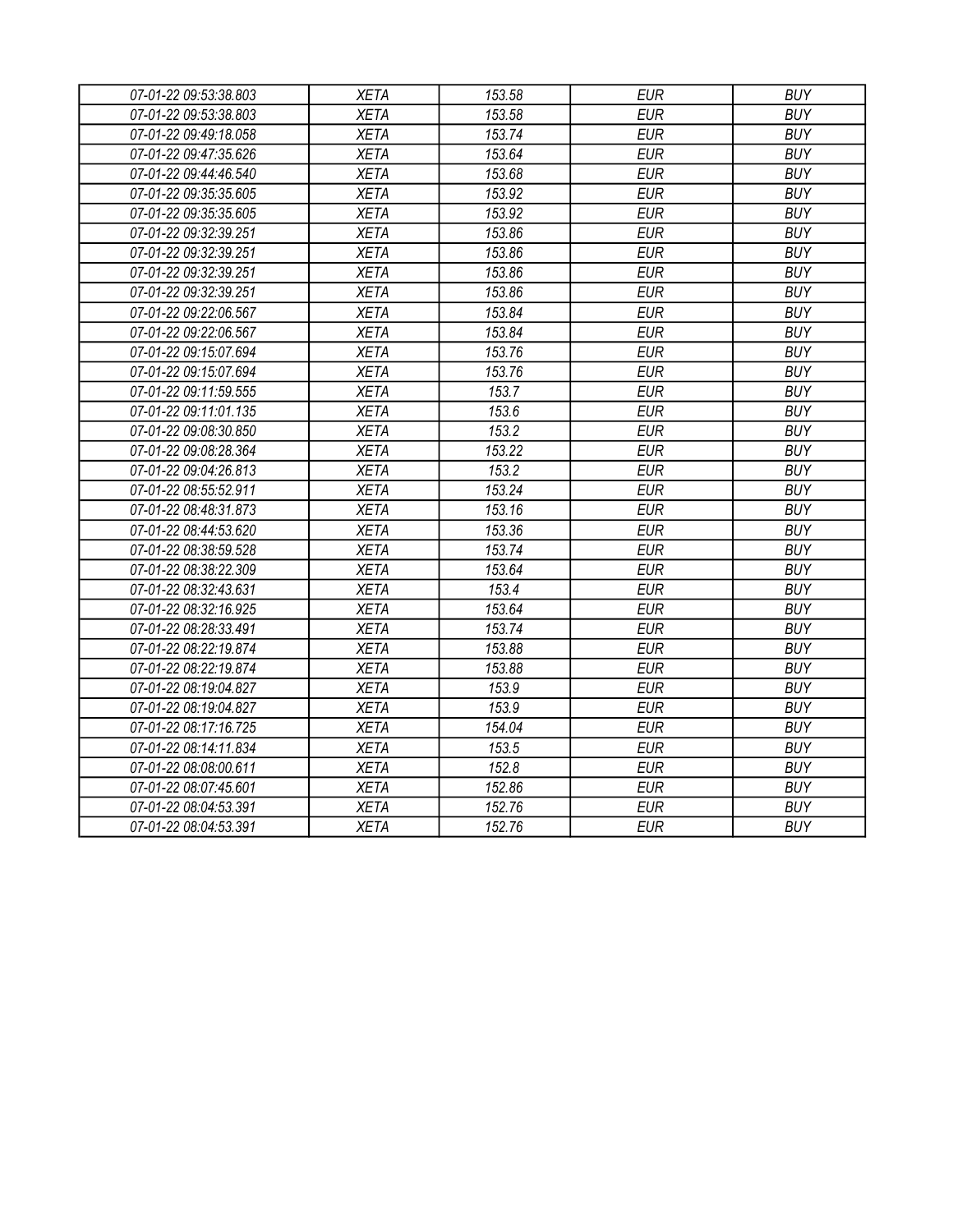| | | | | |
|---|---|---|---|---|
| *07-01-22 09:53:38.803* | *XETA* | *153.58* | *EUR* | *BUY* |
| *07-01-22 09:53:38.803* | *XETA* | *153.58* | *EUR* | *BUY* |
| *07-01-22 09:49:18.058* | *XETA* | *153.74* | *EUR* | *BUY* |
| *07-01-22 09:47:35.626* | *XETA* | *153.64* | *EUR* | *BUY* |
| *07-01-22 09:44:46.540* | *XETA* | *153.68* | *EUR* | *BUY* |
| *07-01-22 09:35:35.605* | *XETA* | *153.92* | *EUR* | *BUY* |
| *07-01-22 09:35:35.605* | *XETA* | *153.92* | *EUR* | *BUY* |
| *07-01-22 09:32:39.251* | *XETA* | *153.86* | *EUR* | *BUY* |
| *07-01-22 09:32:39.251* | *XETA* | *153.86* | *EUR* | *BUY* |
| *07-01-22 09:32:39.251* | *XETA* | *153.86* | *EUR* | *BUY* |
| *07-01-22 09:32:39.251* | *XETA* | *153.86* | *EUR* | *BUY* |
| *07-01-22 09:22:06.567* | *XETA* | *153.84* | *EUR* | *BUY* |
| *07-01-22 09:22:06.567* | *XETA* | *153.84* | *EUR* | *BUY* |
| *07-01-22 09:15:07.694* | *XETA* | *153.76* | *EUR* | *BUY* |
| *07-01-22 09:15:07.694* | *XETA* | *153.76* | *EUR* | *BUY* |
| *07-01-22 09:11:59.555* | *XETA* | *153.7* | *EUR* | *BUY* |
| *07-01-22 09:11:01.135* | *XETA* | *153.6* | *EUR* | *BUY* |
| *07-01-22 09:08:30.850* | *XETA* | *153.2* | *EUR* | *BUY* |
| *07-01-22 09:08:28.364* | *XETA* | *153.22* | *EUR* | *BUY* |
| *07-01-22 09:04:26.813* | *XETA* | *153.2* | *EUR* | *BUY* |
| *07-01-22 08:55:52.911* | *XETA* | *153.24* | *EUR* | *BUY* |
| *07-01-22 08:48:31.873* | *XETA* | *153.16* | *EUR* | *BUY* |
| *07-01-22 08:44:53.620* | *XETA* | *153.36* | *EUR* | *BUY* |
| *07-01-22 08:38:59.528* | *XETA* | *153.74* | *EUR* | *BUY* |
| *07-01-22 08:38:22.309* | *XETA* | *153.64* | *EUR* | *BUY* |
| *07-01-22 08:32:43.631* | *XETA* | *153.4* | *EUR* | *BUY* |
| *07-01-22 08:32:16.925* | *XETA* | *153.64* | *EUR* | *BUY* |
| *07-01-22 08:28:33.491* | *XETA* | *153.74* | *EUR* | *BUY* |
| *07-01-22 08:22:19.874* | *XETA* | *153.88* | *EUR* | *BUY* |
| *07-01-22 08:22:19.874* | *XETA* | *153.88* | *EUR* | *BUY* |
| *07-01-22 08:19:04.827* | *XETA* | *153.9* | *EUR* | *BUY* |
| *07-01-22 08:19:04.827* | *XETA* | *153.9* | *EUR* | *BUY* |
| *07-01-22 08:17:16.725* | *XETA* | *154.04* | *EUR* | *BUY* |
| *07-01-22 08:14:11.834* | *XETA* | *153.5* | *EUR* | *BUY* |
| *07-01-22 08:08:00.611* | *XETA* | *152.8* | *EUR* | *BUY* |
| *07-01-22 08:07:45.601* | *XETA* | *152.86* | *EUR* | *BUY* |
| *07-01-22 08:04:53.391* | *XETA* | *152.76* | *EUR* | *BUY* |
| *07-01-22 08:04:53.391* | *XETA* | *152.76* | *EUR* | *BUY* |